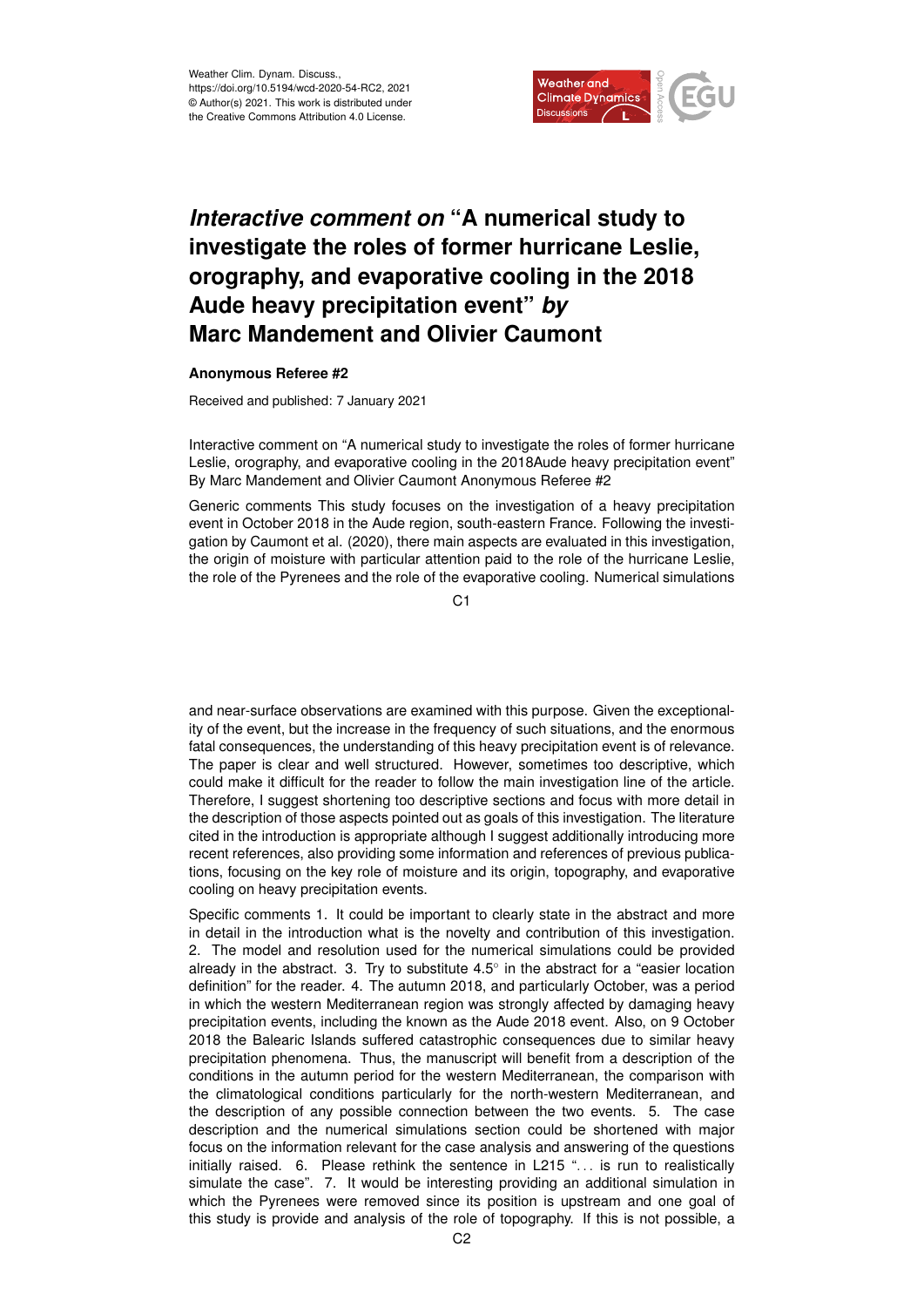Weather Clim. Dynam. Discuss.,
https://doi.org/10.5194/wcd-2020-54-RC2, 2021
© Author(s) 2021. This work is distributed under
the Creative Commons Attribution 4.0 License.

# *Interactive comment on* "A numerical study to investigate the roles of former hurricane Leslie, orography, and evaporative cooling in the 2018 Aude heavy precipitation event" *by* Marc Mandement and Olivier Caumont

**Anonymous Referee #2**

Received and published: 7 January 2021

Interactive comment on "A numerical study to investigate the roles of former hurricane Leslie, orography, and evaporative cooling in the 2018Aude heavy precipitation event" By Marc Mandement and Olivier Caumont Anonymous Referee #2

Generic comments This study focuses on the investigation of a heavy precipitation event in October 2018 in the Aude region, south-eastern France. Following the investigation by Caumont et al. (2020), there main aspects are evaluated in this investigation, the origin of moisture with particular attention paid to the role of the hurricane Leslie, the role of the Pyrenees and the role of the evaporative cooling. Numerical simulations and near-surface observations are examined with this purpose. Given the exceptionality of the event, but the increase in the frequency of such situations, and the enormous fatal consequences, the understanding of this heavy precipitation event is of relevance. The paper is clear and well structured. However, sometimes too descriptive, which could make it difficult for the reader to follow the main investigation line of the article. Therefore, I suggest shortening too descriptive sections and focus with more detail in the description of those aspects pointed out as goals of this investigation. The literature cited in the introduction is appropriate although I suggest additionally introducing more recent references, also providing some information and references of previous publications, focusing on the key role of moisture and its origin, topography, and evaporative cooling on heavy precipitation events.

Specific comments 1. It could be important to clearly state in the abstract and more in detail in the introduction what is the novelty and contribution of this investigation. 2. The model and resolution used for the numerical simulations could be provided already in the abstract. 3. Try to substitute 4.5° in the abstract for a "easier location definition" for the reader. 4. The autumn 2018, and particularly October, was a period in which the western Mediterranean region was strongly affected by damaging heavy precipitation events, including the known as the Aude 2018 event. Also, on 9 October 2018 the Balearic Islands suffered catastrophic consequences due to similar heavy precipitation phenomena. Thus, the manuscript will benefit from a description of the conditions in the autumn period for the western Mediterranean, the comparison with the climatological conditions particularly for the north-western Mediterranean, and the description of any possible connection between the two events. 5. The case description and the numerical simulations section could be shortened with major focus on the information relevant for the case analysis and answering of the questions initially raised. 6. Please rethink the sentence in L215 "... is run to realistically simulate the case". 7. It would be interesting providing an additional simulation in which the Pyrenees were removed since its position is upstream and one goal of this study is provide and analysis of the role of topography. If this is not possible, a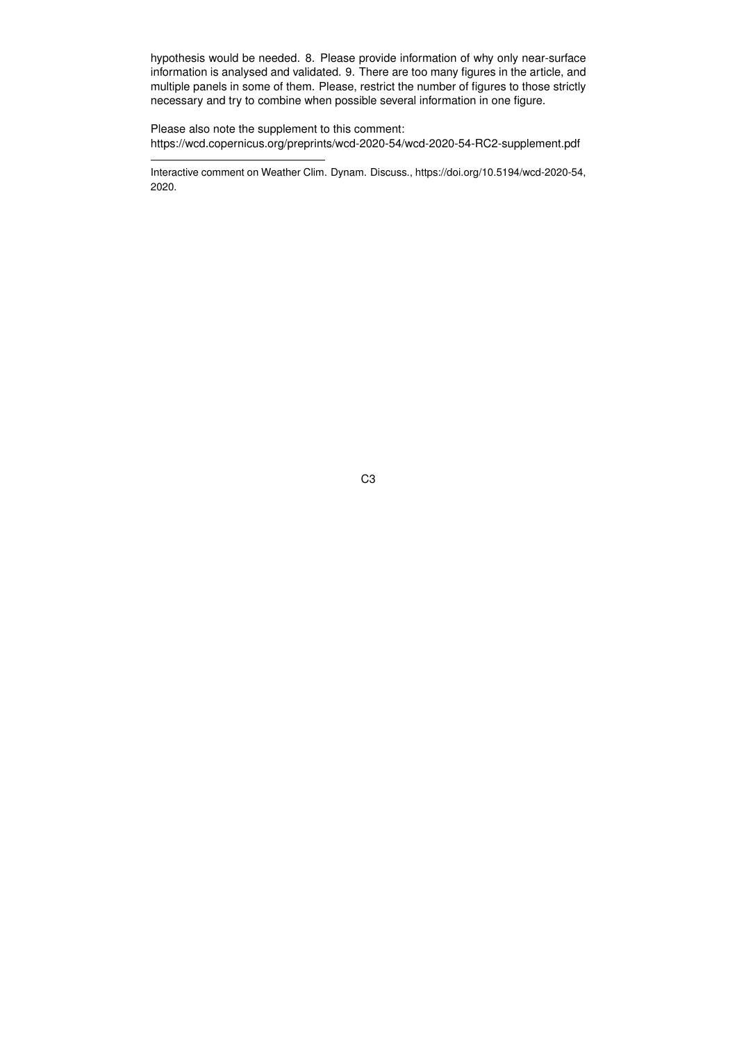hypothesis would be needed. 8. Please provide information of why only near-surface information is analysed and validated. 9. There are too many figures in the article, and multiple panels in some of them. Please, restrict the number of figures to those strictly necessary and try to combine when possible several information in one figure.

Please also note the supplement to this comment:
https://wcd.copernicus.org/preprints/wcd-2020-54/wcd-2020-54-RC2-supplement.pdf

---

Interactive comment on Weather Clim. Dynam. Discuss., https://doi.org/10.5194/wcd-2020-54, 2020.